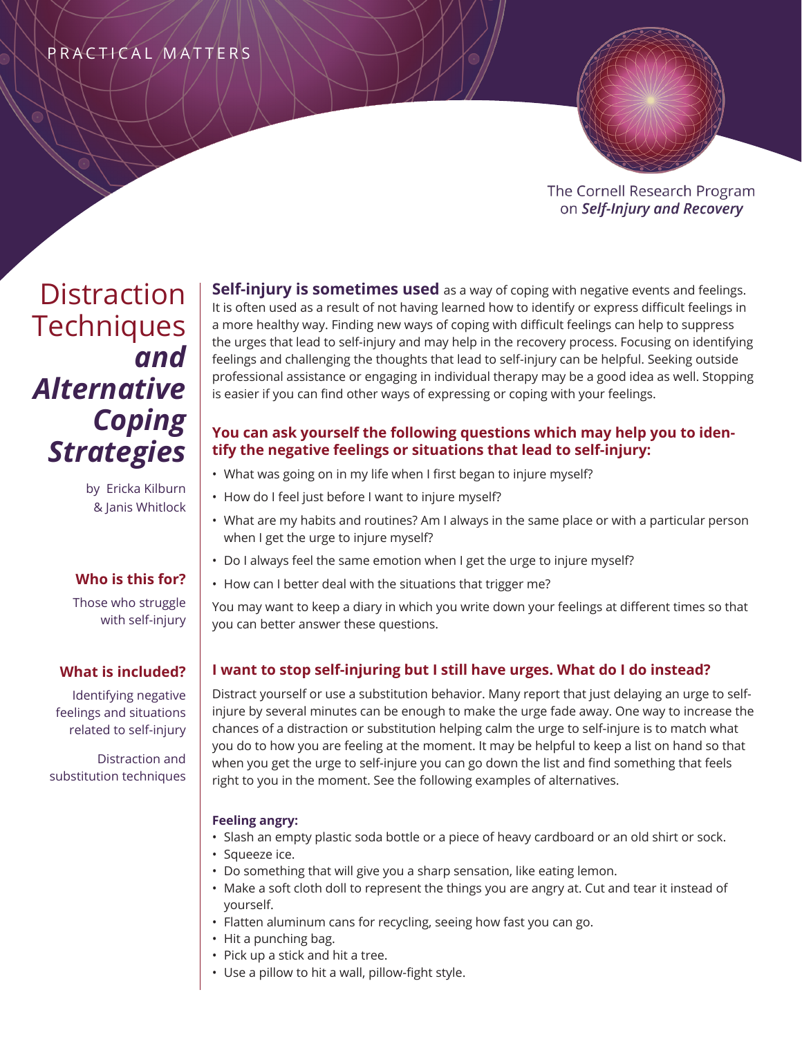PRACTICAL MATTERS

The Cornell Research Program on ***Self-Injury and Recovery***

# Distraction Techniques ***and Alternative Coping Strategies***

by Ericka Kilburn & Janis Whitlock

**Who is this for?**

Those who struggle with self-injury

**What is included?**

Identifying negative feelings and situations related to self-injury

Distraction and substitution techniques

**Self-injury is sometimes used** as a way of coping with negative events and feelings. It is often used as a result of not having learned how to identify or express difficult feelings in a more healthy way. Finding new ways of coping with difficult feelings can help to suppress the urges that lead to self-injury and may help in the recovery process. Focusing on identifying feelings and challenging the thoughts that lead to self-injury can be helpful. Seeking outside professional assistance or engaging in individual therapy may be a good idea as well. Stopping is easier if you can find other ways of expressing or coping with your feelings.

### You can ask yourself the following questions which may help you to identify the negative feelings or situations that lead to self-injury:

- What was going on in my life when I first began to injure myself?
- How do I feel just before I want to injure myself?
- What are my habits and routines? Am I always in the same place or with a particular person when I get the urge to injure myself?
- Do I always feel the same emotion when I get the urge to injure myself?
- How can I better deal with the situations that trigger me?

You may want to keep a diary in which you write down your feelings at different times so that you can better answer these questions.

### I want to stop self-injuring but I still have urges. What do I do instead?

Distract yourself or use a substitution behavior. Many report that just delaying an urge to self-injure by several minutes can be enough to make the urge fade away. One way to increase the chances of a distraction or substitution helping calm the urge to self-injure is to match what you do to how you are feeling at the moment. It may be helpful to keep a list on hand so that when you get the urge to self-injure you can go down the list and find something that feels right to you in the moment. See the following examples of alternatives.

**Feeling angry:**

- Slash an empty plastic soda bottle or a piece of heavy cardboard or an old shirt or sock.
- Squeeze ice.
- Do something that will give you a sharp sensation, like eating lemon.
- Make a soft cloth doll to represent the things you are angry at. Cut and tear it instead of yourself.
- Flatten aluminum cans for recycling, seeing how fast you can go.
- Hit a punching bag.
- Pick up a stick and hit a tree.
- Use a pillow to hit a wall, pillow-fight style.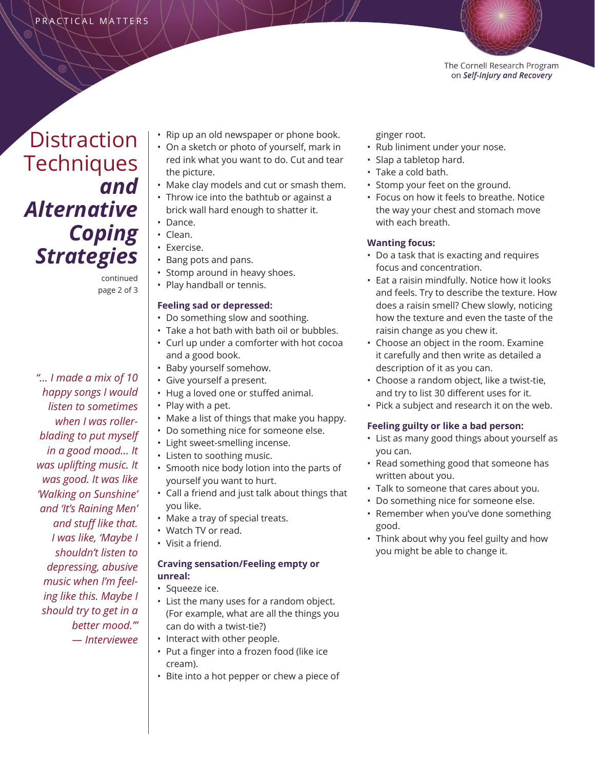# Distraction Techniques *and Alternative Coping Strategies*

continued

*"... I made a mix of 10 happy songs I would listen to sometimes when I was roller-blading to put myself in a good mood... It was uplifting music. It was good. It was like 'Walking on Sunshine' and 'It's Raining Men' and stuff like that. I was like, 'Maybe I shouldn't listen to depressing, abusive music when I'm feeling like this. Maybe I should try to get in a better mood.'"*
*— Interviewee*

- Rip up an old newspaper or phone book.
- On a sketch or photo of yourself, mark in red ink what you want to do. Cut and tear the picture.
- Make clay models and cut or smash them.
- Throw ice into the bathtub or against a brick wall hard enough to shatter it.
- Dance.
- Clean.
- Exercise.
- Bang pots and pans.
- Stomp around in heavy shoes.
- Play handball or tennis.

**Feeling sad or depressed:**

- Do something slow and soothing.
- Take a hot bath with bath oil or bubbles.
- Curl up under a comforter with hot cocoa and a good book.
- Baby yourself somehow.
- Give yourself a present.
- Hug a loved one or stuffed animal.
- Play with a pet.
- Make a list of things that make you happy.
- Do something nice for someone else.
- Light sweet-smelling incense.
- Listen to soothing music.
- Smooth nice body lotion into the parts of yourself you want to hurt.
- Call a friend and just talk about things that you like.
- Make a tray of special treats.
- Watch TV or read.
- Visit a friend.

**Craving sensation/Feeling empty or unreal:**

- Squeeze ice.
- List the many uses for a random object. (For example, what are all the things you can do with a twist-tie?)
- Interact with other people.
- Put a finger into a frozen food (like ice cream).
- Bite into a hot pepper or chew a piece of ginger root.
- Rub liniment under your nose.
- Slap a tabletop hard.
- Take a cold bath.
- Stomp your feet on the ground.
- Focus on how it feels to breathe. Notice the way your chest and stomach move with each breath.

**Wanting focus:**

- Do a task that is exacting and requires focus and concentration.
- Eat a raisin mindfully. Notice how it looks and feels. Try to describe the texture. How does a raisin smell? Chew slowly, noticing how the texture and even the taste of the raisin change as you chew it.
- Choose an object in the room. Examine it carefully and then write as detailed a description of it as you can.
- Choose a random object, like a twist-tie, and try to list 30 different uses for it.
- Pick a subject and research it on the web.

**Feeling guilty or like a bad person:**

- List as many good things about yourself as you can.
- Read something good that someone has written about you.
- Talk to someone that cares about you.
- Do something nice for someone else.
- Remember when you've done something good.
- Think about why you feel guilty and how you might be able to change it.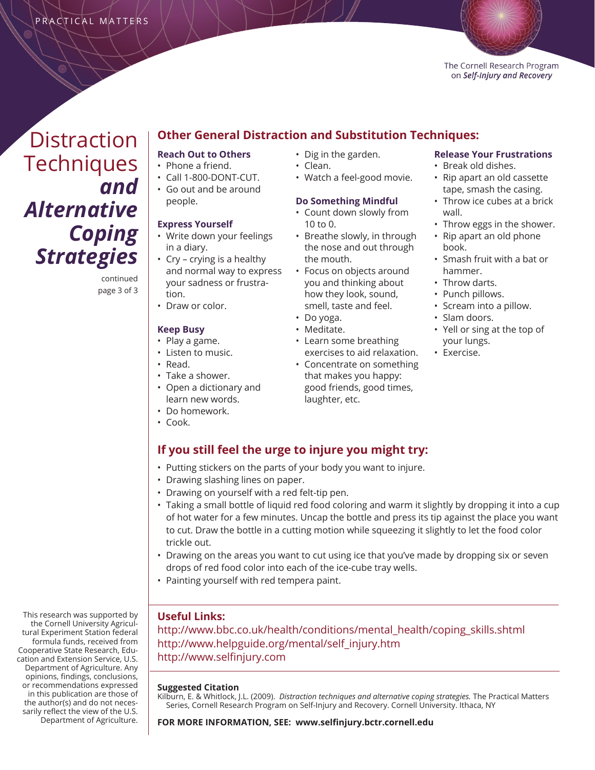PRACTICAL MATTERS

The Cornell Research Program on *Self-Injury and Recovery*

# Distraction Techniques ***and Alternative Coping Strategies***

continued
page 3 of 3

## Other General Distraction and Substitution Techniques:

### Reach Out to Others

- Phone a friend.
- Call 1-800-DONT-CUT.
- Go out and be around people.

### Express Yourself

- Write down your feelings in a diary.
- Cry – crying is a healthy and normal way to express your sadness or frustration.
- Draw or color.

### Keep Busy

- Play a game.
- Listen to music.
- Read.
- Take a shower.
- Open a dictionary and learn new words.
- Do homework.
- Cook.
- Dig in the garden.
- Clean.
- Watch a feel-good movie.

### Do Something Mindful

- Count down slowly from 10 to 0.
- Breathe slowly, in through the nose and out through the mouth.
- Focus on objects around you and thinking about how they look, sound, smell, taste and feel.
- Do yoga.
- Meditate.
- Learn some breathing exercises to aid relaxation.
- Concentrate on something that makes you happy: good friends, good times, laughter, etc.

### Release Your Frustrations

- Break old dishes.
- Rip apart an old cassette tape, smash the casing.
- Throw ice cubes at a brick wall.
- Throw eggs in the shower.
- Rip apart an old phone book.
- Smash fruit with a bat or hammer.
- Throw darts.
- Punch pillows.
- Scream into a pillow.
- Slam doors.
- Yell or sing at the top of your lungs.
- Exercise.

## If you still feel the urge to injure you might try:

- Putting stickers on the parts of your body you want to injure.
- Drawing slashing lines on paper.
- Drawing on yourself with a red felt-tip pen.
- Taking a small bottle of liquid red food coloring and warm it slightly by dropping it into a cup of hot water for a few minutes. Uncap the bottle and press its tip against the place you want to cut. Draw the bottle in a cutting motion while squeezing it slightly to let the food color trickle out.
- Drawing on the areas you want to cut using ice that you've made by dropping six or seven drops of red food color into each of the ice-cube tray wells.
- Painting yourself with red tempera paint.

## Useful Links:

http://www.bbc.co.uk/health/conditions/mental_health/coping_skills.shtml
http://www.helpguide.org/mental/self_injury.htm
http://www.selfinjury.com

**Suggested Citation**

Kilburn, E. & Whitlock, J.L. (2009). *Distraction techniques and alternative coping strategies.* The Practical Matters Series, Cornell Research Program on Self-Injury and Recovery. Cornell University. Ithaca, NY

**FOR MORE INFORMATION, SEE: www.selfinjury.bctr.cornell.edu**

This research was supported by the Cornell University Agricultural Experiment Station federal formula funds, received from Cooperative State Research, Education and Extension Service, U.S. Department of Agriculture. Any opinions, findings, conclusions, or recommendations expressed in this publication are those of the author(s) and do not necessarily reflect the view of the U.S. Department of Agriculture.